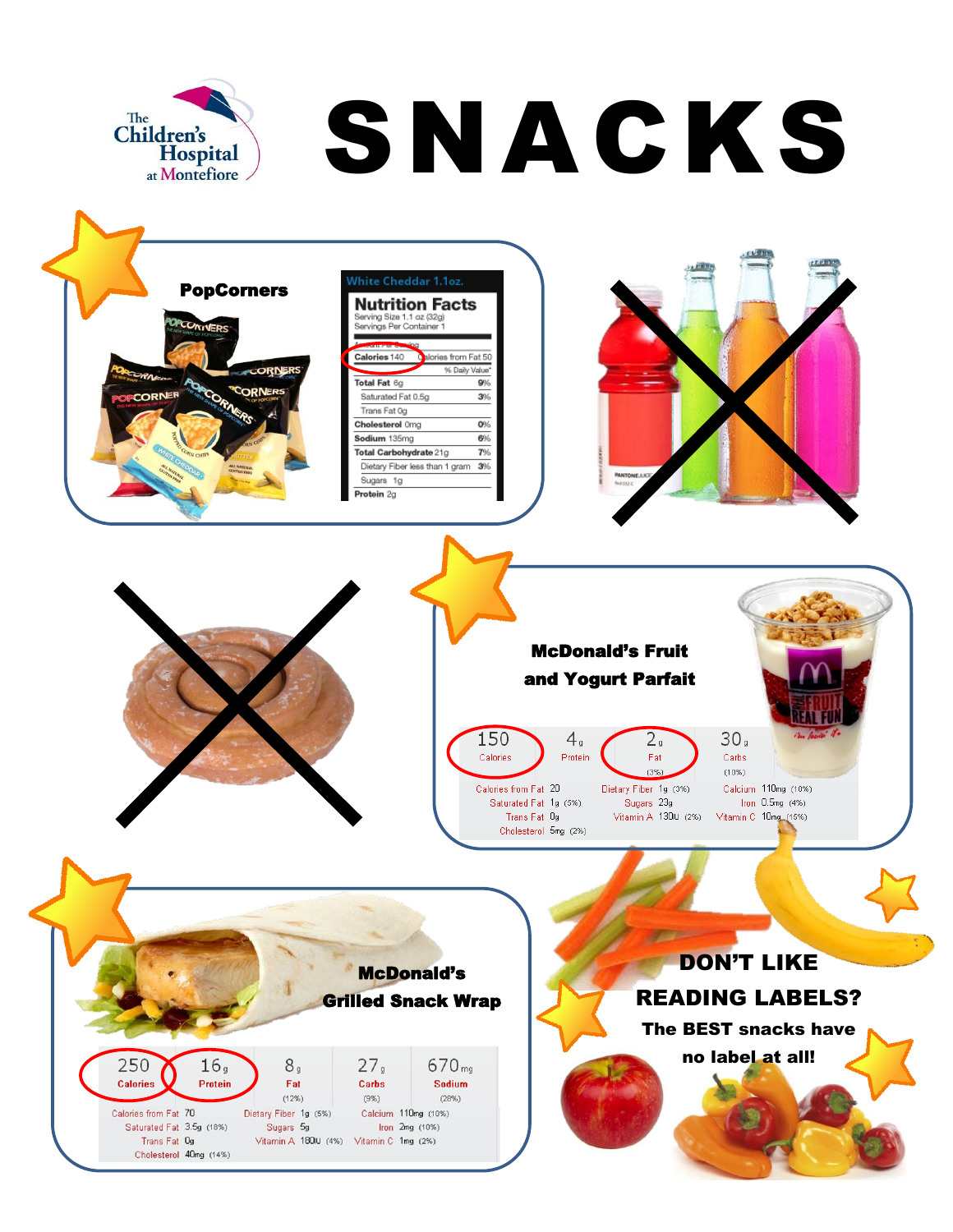The Children's Hospital at Montefiore

# SNACKS

## PopCorners

**White Cheddar 1.1oz.**

**Nutrition Facts**
Serving Size 1.1 oz (32g)
Servings Per Container 1

Amount Per Serving

| | |
|---|---|
| Calories 140 | Calories from Fat 50 |
| | % Daily Value* |
| **Total Fat** 6g | 9% |
| Saturated Fat 0.5g | 3% |
| Trans Fat 0g | |
| **Cholesterol** 0mg | 0% |
| **Sodium** 135mg | 6% |
| **Total Carbohydrate** 21g | 7% |
| Dietary Fiber less than 1 gram | 3% |
| Sugars 1g | |
| **Protein** 2g | |

## McDonald's Fruit and Yogurt Parfait

| 150 Calories | 4g Protein | 2g Fat (3%) | 30g Carbs (10%) |
|---|---|---|---|

| | | |
|---|---|---|
| Calories from Fat 20 | Dietary Fiber 1g (3%) | Calcium 110mg (10%) |
| Saturated Fat 1g (5%) | Sugars 23g | Iron 0.5mg (4%) |
| Trans Fat 0g | Vitamin A 130IU (2%) | Vitamin C 10mg (15%) |
| Cholesterol 5mg (2%) | | |

## McDonald's Grilled Snack Wrap

| 250 Calories | 16g Protein | 8g Fat (12%) | 27g Carbs (9%) | 670mg Sodium (28%) |
|---|---|---|---|---|

| | | |
|---|---|---|
| Calories from Fat 70 | Dietary Fiber 1g (5%) | Calcium 110mg (10%) |
| Saturated Fat 3.5g (18%) | Sugars 5g | Iron 2mg (10%) |
| Trans Fat 0g | Vitamin A 180IU (4%) | Vitamin C 1mg (2%) |
| Cholesterol 40mg (14%) | | |

**DON'T LIKE READING LABELS?**

**The BEST snacks have no label at all!**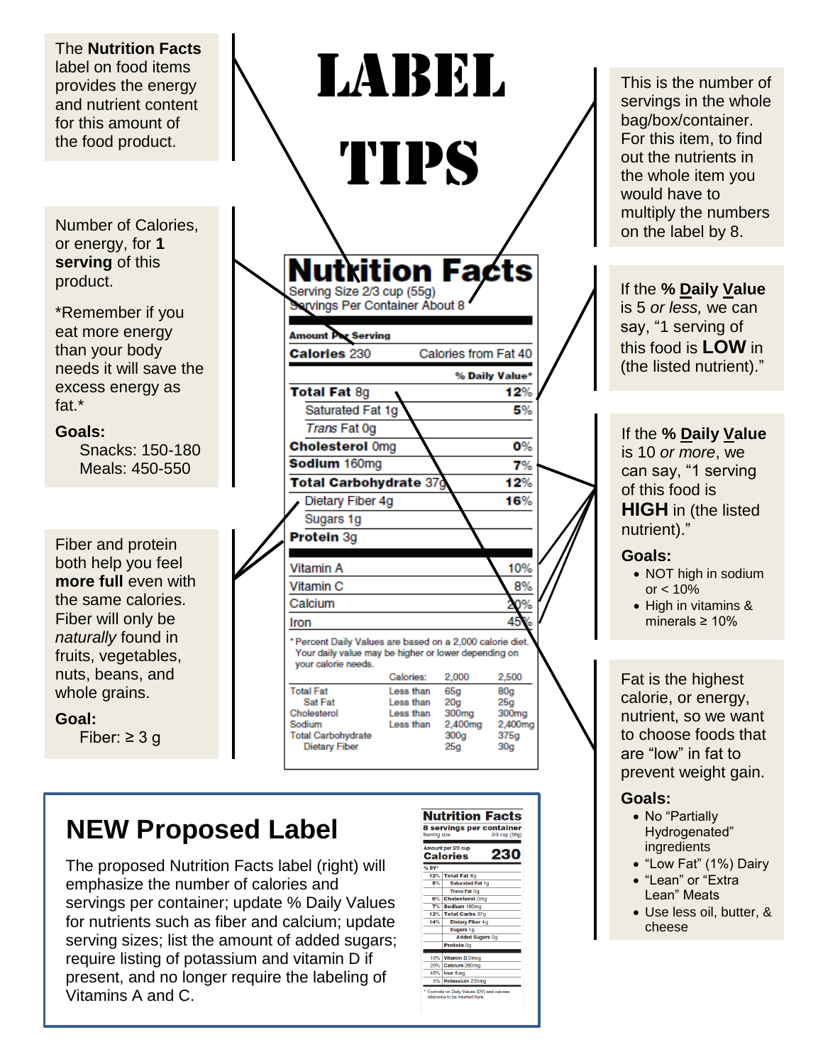# LABEL TIPS

The **Nutrition Facts** label on food items provides the energy and nutrient content for this amount of the food product.

Number of Calories, or energy, for **1 serving** of this product.

*Remember if you eat more energy than your body needs it will save the excess energy as fat.*

**Goals:**
Snacks: 150-180
Meals: 450-550

Fiber and protein both help you feel **more full** even with the same calories. Fiber will only be *naturally* found in fruits, vegetables, nuts, beans, and whole grains.

**Goal:**
Fiber: ≥ 3 g

## Nutrition Facts

Serving Size 2/3 cup (55g)
Servings Per Container About 8

**Amount Per Serving**

| | |
|---|---|
| **Calories** 230 | Calories from Fat 40 |
| | **% Daily Value*** |
| **Total Fat** 8g | **12%** |
| Saturated Fat 1g | **5%** |
| *Trans* Fat 0g | |
| **Cholesterol** 0mg | **0%** |
| **Sodium** 160mg | **7%** |
| **Total Carbohydrate** 37g | **12%** |
| Dietary Fiber 4g | **16%** |
| Sugars 1g | |
| **Protein** 3g | |
| Vitamin A | 10% |
| Vitamin C | 8% |
| Calcium | 20% |
| Iron | 45% |

\* Percent Daily Values are based on a 2,000 calorie diet. Your daily value may be higher or lower depending on your calorie needs.

| | | | |
|---|---|---|---|
| | Calories: | 2,000 | 2,500 |
| Total Fat | Less than | 65g | 80g |
| Sat Fat | Less than | 20g | 25g |
| Cholesterol | Less than | 300mg | 300mg |
| Sodium | Less than | 2,400mg | 2,400mg |
| Total Carbohydrate | | 300g | 375g |
| Dietary Fiber | | 25g | 30g |

This is the number of servings in the whole bag/box/container. For this item, to find out the nutrients in the whole item you would have to multiply the numbers on the label by 8.

If the **% Daily Value** is 5 *or less,* we can say, "1 serving of this food is **LOW** in (the listed nutrient)."

If the **% Daily Value** is 10 *or more*, we can say, "1 serving of this food is **HIGH** in (the listed nutrient)."

**Goals:**
- NOT high in sodium or < 10%
- High in vitamins & minerals ≥ 10%

Fat is the highest calorie, or energy, nutrient, so we want to choose foods that are "low" in fat to prevent weight gain.

**Goals:**
- No "Partially Hydrogenated" ingredients
- "Low Fat" (1%) Dairy
- "Lean" or "Extra Lean" Meats
- Use less oil, butter, & cheese

## NEW Proposed Label

The proposed Nutrition Facts label (right) will emphasize the number of calories and servings per container; update % Daily Values for nutrients such as fiber and calcium; update serving sizes; list the amount of added sugars; require listing of potassium and vitamin D if present, and no longer require the labeling of Vitamins A and C.

**Nutrition Facts**
**8 servings per container**
Serving size 2/3 cup (55g)

Amount per 2/3 cup
**Calories 230**

| % DV* | |
|---|---|
| 12% | **Total Fat** 8g |
| 5% | Saturated Fat 1g |
| | *Trans* Fat 0g |
| 0% | **Cholesterol** 0mg |
| 7% | **Sodium** 160mg |
| 12% | **Total Carbs** 37g |
| 14% | Dietary Fiber 4g |
| | Sugars 1g |
| | Added Sugars 0g |
| | **Protein** 3g |
| 10% | Vitamin D 2mcg |
| 20% | Calcium 260mg |
| 45% | Iron 8mg |
| 5% | Potassium 235mg |

\* Footnote on Daily Values (DV) and calories reference to be inserted here.